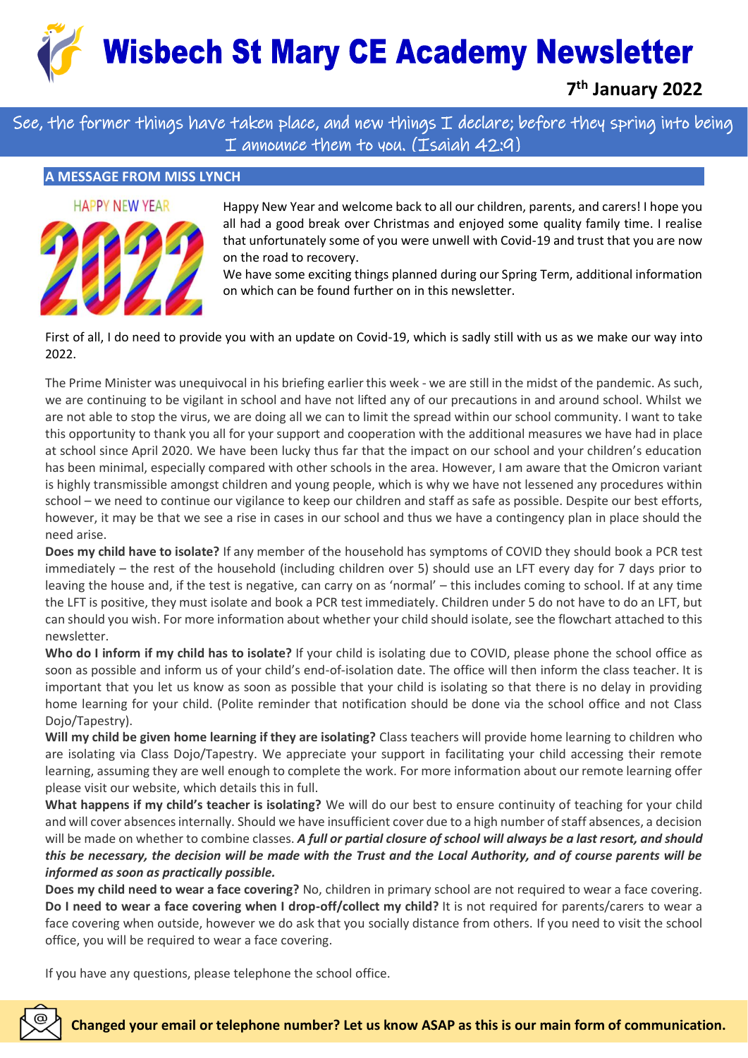# Wisbech St Mary CE Academy Newsletter

**7th January 2022**

See, the former things have taken place, and new things I declare; before they spring into being I announce them to you. (Isaiah 42:9)

## A MESSAGE FROM MISS LYNCH

Happy New Year and welcome back to all our children, parents, and carers! I hope you all had a good break over Christmas and enjoyed some quality family time. I realise that unfortunately some of you were unwell with Covid-19 and trust that you are now on the road to recovery.

We have some exciting things planned during our Spring Term, additional information on which can be found further on in this newsletter.

First of all, I do need to provide you with an update on Covid-19, which is sadly still with us as we make our way into 2022.

The Prime Minister was unequivocal in his briefing earlier this week - we are still in the midst of the pandemic. As such, we are continuing to be vigilant in school and have not lifted any of our precautions in and around school. Whilst we are not able to stop the virus, we are doing all we can to limit the spread within our school community. I want to take this opportunity to thank you all for your support and cooperation with the additional measures we have had in place at school since April 2020. We have been lucky thus far that the impact on our school and your children's education has been minimal, especially compared with other schools in the area. However, I am aware that the Omicron variant is highly transmissible amongst children and young people, which is why we have not lessened any procedures within school – we need to continue our vigilance to keep our children and staff as safe as possible. Despite our best efforts, however, it may be that we see a rise in cases in our school and thus we have a contingency plan in place should the need arise.

**Does my child have to isolate?** If any member of the household has symptoms of COVID they should book a PCR test immediately – the rest of the household (including children over 5) should use an LFT every day for 7 days prior to leaving the house and, if the test is negative, can carry on as 'normal' – this includes coming to school. If at any time the LFT is positive, they must isolate and book a PCR test immediately. Children under 5 do not have to do an LFT, but can should you wish. For more information about whether your child should isolate, see the flowchart attached to this newsletter.

**Who do I inform if my child has to isolate?** If your child is isolating due to COVID, please phone the school office as soon as possible and inform us of your child's end-of-isolation date. The office will then inform the class teacher. It is important that you let us know as soon as possible that your child is isolating so that there is no delay in providing home learning for your child. (Polite reminder that notification should be done via the school office and not Class Dojo/Tapestry).

**Will my child be given home learning if they are isolating?** Class teachers will provide home learning to children who are isolating via Class Dojo/Tapestry. We appreciate your support in facilitating your child accessing their remote learning, assuming they are well enough to complete the work. For more information about our remote learning offer please visit our website, which details this in full.

**What happens if my child's teacher is isolating?** We will do our best to ensure continuity of teaching for your child and will cover absences internally. Should we have insufficient cover due to a high number of staff absences, a decision will be made on whether to combine classes. ***A full or partial closure of school will always be a last resort, and should this be necessary, the decision will be made with the Trust and the Local Authority, and of course parents will be informed as soon as practically possible.***

**Does my child need to wear a face covering?** No, children in primary school are not required to wear a face covering.

**Do I need to wear a face covering when I drop-off/collect my child?** It is not required for parents/carers to wear a face covering when outside, however we do ask that you socially distance from others. If you need to visit the school office, you will be required to wear a face covering.

If you have any questions, please telephone the school office.

**Changed your email or telephone number? Let us know ASAP as this is our main form of communication.**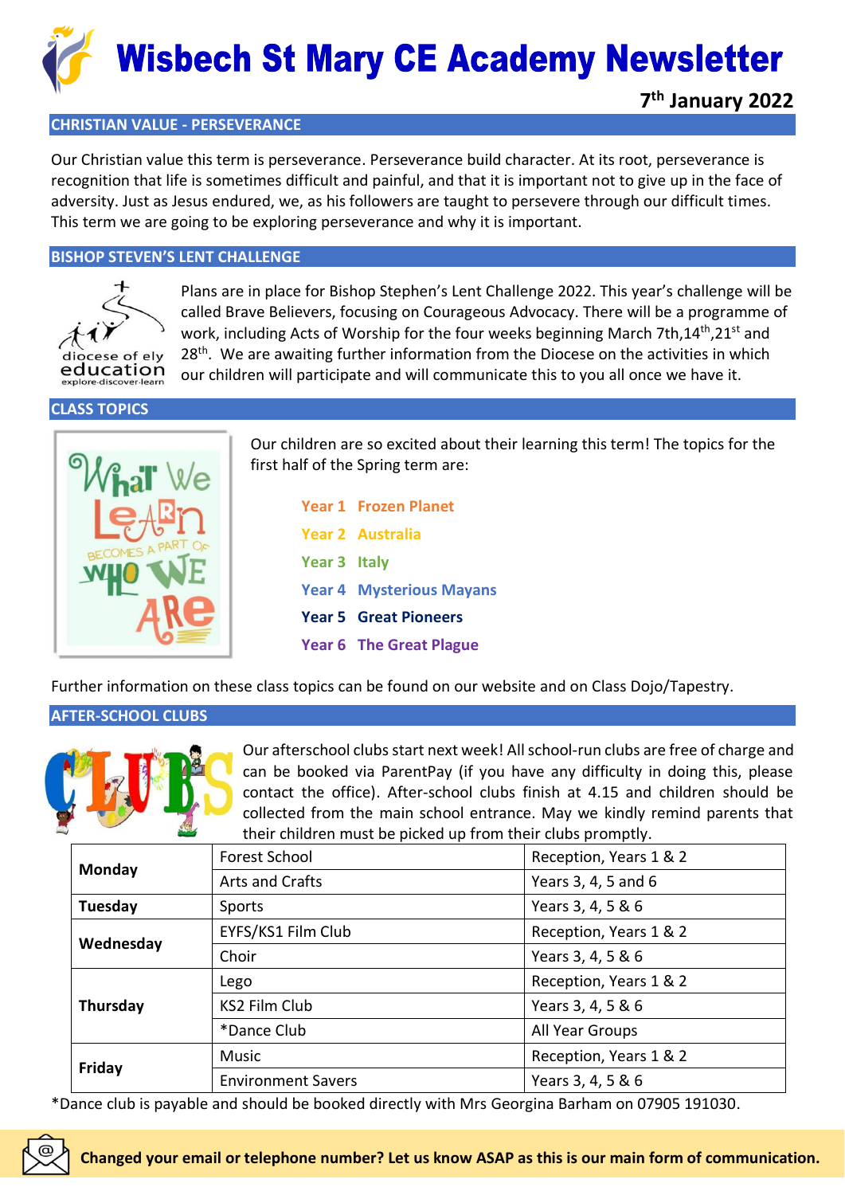# Wisbech St Mary CE Academy Newsletter

**7th January 2022**

## CHRISTIAN VALUE - PERSEVERANCE

Our Christian value this term is perseverance. Perseverance build character. At its root, perseverance is recognition that life is sometimes difficult and painful, and that it is important not to give up in the face of adversity. Just as Jesus endured, we, as his followers are taught to persevere through our difficult times. This term we are going to be exploring perseverance and why it is important.

## BISHOP STEVEN'S LENT CHALLENGE

Plans are in place for Bishop Stephen's Lent Challenge 2022. This year's challenge will be called Brave Believers, focusing on Courageous Advocacy. There will be a programme of work, including Acts of Worship for the four weeks beginning March 7th,14th,21st and 28th. We are awaiting further information from the Diocese on the activities in which our children will participate and will communicate this to you all once we have it.

## CLASS TOPICS

Our children are so excited about their learning this term! The topics for the first half of the Spring term are:

- **Year 1** Frozen Planet
- **Year 2** Australia
- **Year 3** Italy
- **Year 4** Mysterious Mayans
- **Year 5** Great Pioneers
- **Year 6** The Great Plague

Further information on these class topics can be found on our website and on Class Dojo/Tapestry.

## AFTER-SCHOOL CLUBS

Our afterschool clubs start next week! All school-run clubs are free of charge and can be booked via ParentPay (if you have any difficulty in doing this, please contact the office). After-school clubs finish at 4.15 and children should be collected from the main school entrance. May we kindly remind parents that their children must be picked up from their clubs promptly.

| Day | Club | Year Groups |
|---|---|---|
| **Monday** | Forest School | Reception, Years 1 & 2 |
| | Arts and Crafts | Years 3, 4, 5 and 6 |
| **Tuesday** | Sports | Years 3, 4, 5 & 6 |
| **Wednesday** | EYFS/KS1 Film Club | Reception, Years 1 & 2 |
| | Choir | Years 3, 4, 5 & 6 |
| **Thursday** | Lego | Reception, Years 1 & 2 |
| | KS2 Film Club | Years 3, 4, 5 & 6 |
| | *Dance Club | All Year Groups |
| **Friday** | Music | Reception, Years 1 & 2 |
| | Environment Savers | Years 3, 4, 5 & 6 |

*Dance club is payable and should be booked directly with Mrs Georgina Barham on 07905 191030.

**Changed your email or telephone number? Let us know ASAP as this is our main form of communication.**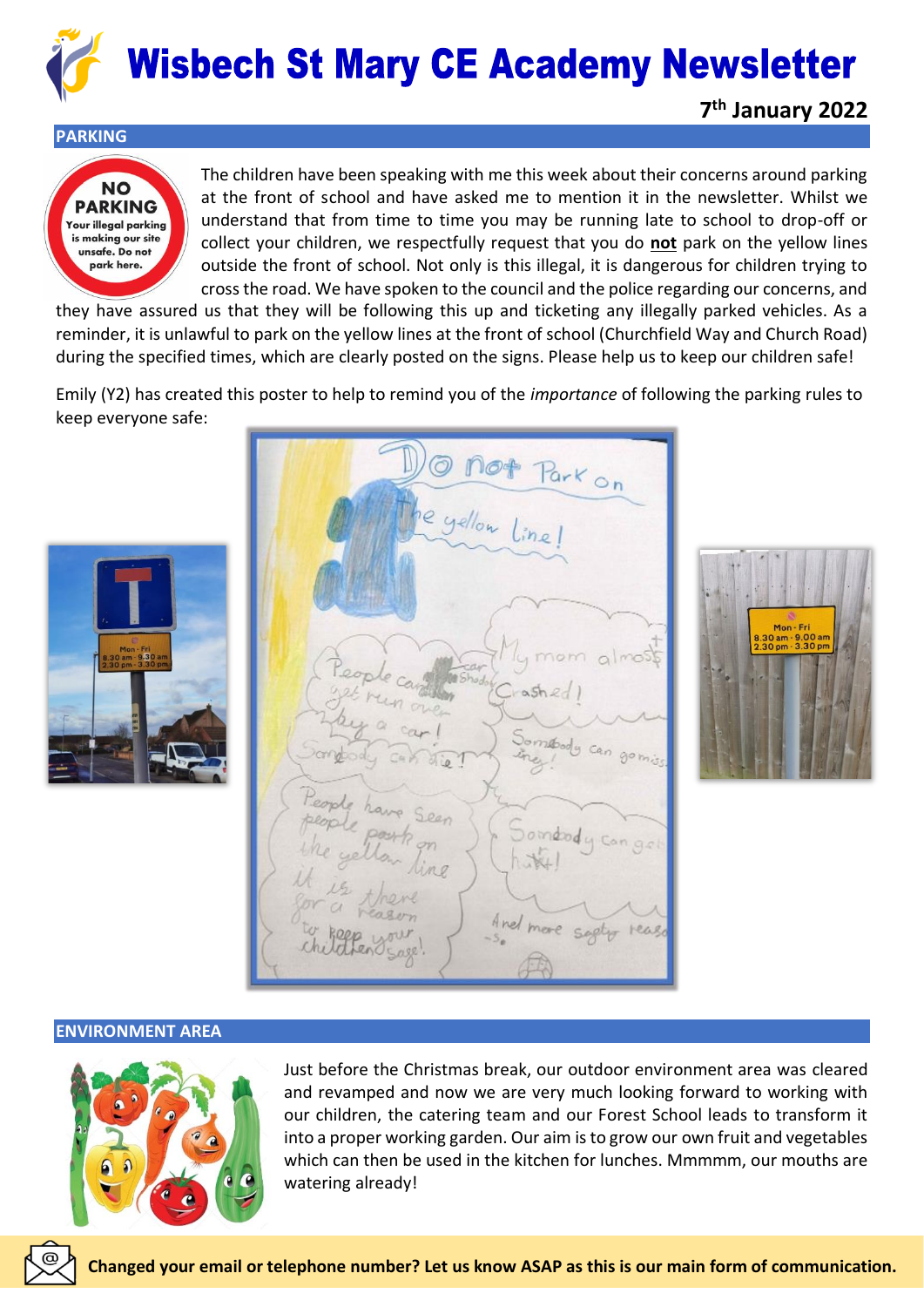# Wisbech St Mary CE Academy Newsletter

**7th January 2022**

## PARKING

The children have been speaking with me this week about their concerns around parking at the front of school and have asked me to mention it in the newsletter. Whilst we understand that from time to time you may be running late to school to drop-off or collect your children, we respectfully request that you do **not** park on the yellow lines outside the front of school. Not only is this illegal, it is dangerous for children trying to cross the road. We have spoken to the council and the police regarding our concerns, and they have assured us that they will be following this up and ticketing any illegally parked vehicles. As a reminder, it is unlawful to park on the yellow lines at the front of school (Churchfield Way and Church Road) during the specified times, which are clearly posted on the signs. Please help us to keep our children safe!

Emily (Y2) has created this poster to help to remind you of the *importance* of following the parking rules to keep everyone safe:

## ENVIRONMENT AREA

Just before the Christmas break, our outdoor environment area was cleared and revamped and now we are very much looking forward to working with our children, the catering team and our Forest School leads to transform it into a proper working garden. Our aim is to grow our own fruit and vegetables which can then be used in the kitchen for lunches. Mmmmm, our mouths are watering already!

**Changed your email or telephone number? Let us know ASAP as this is our main form of communication.**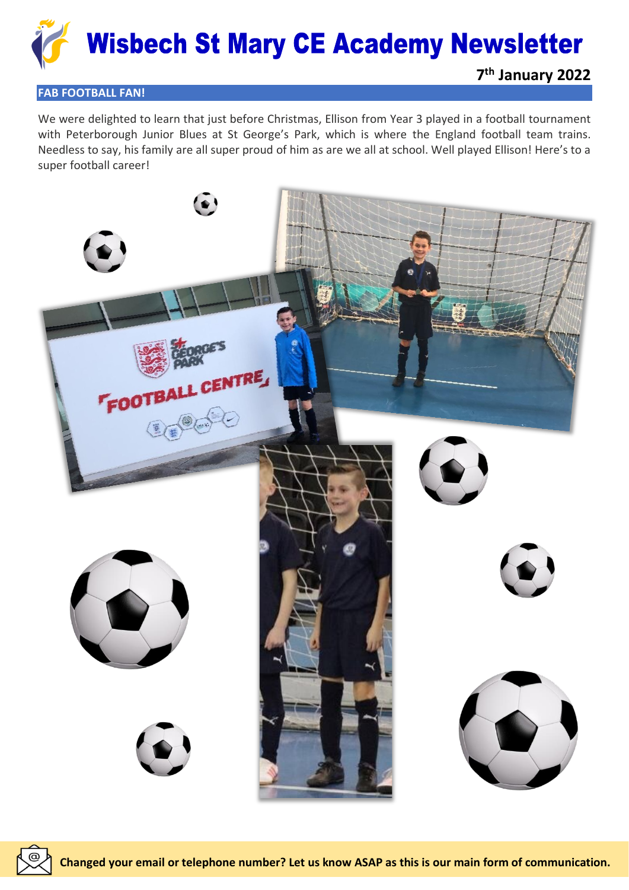# Wisbech St Mary CE Academy Newsletter

**7th January 2022**

## FAB FOOTBALL FAN!

We were delighted to learn that just before Christmas, Ellison from Year 3 played in a football tournament with Peterborough Junior Blues at St George's Park, which is where the England football team trains. Needless to say, his family are all super proud of him as are we all at school. Well played Ellison! Here's to a super football career!

**Changed your email or telephone number? Let us know ASAP as this is our main form of communication.**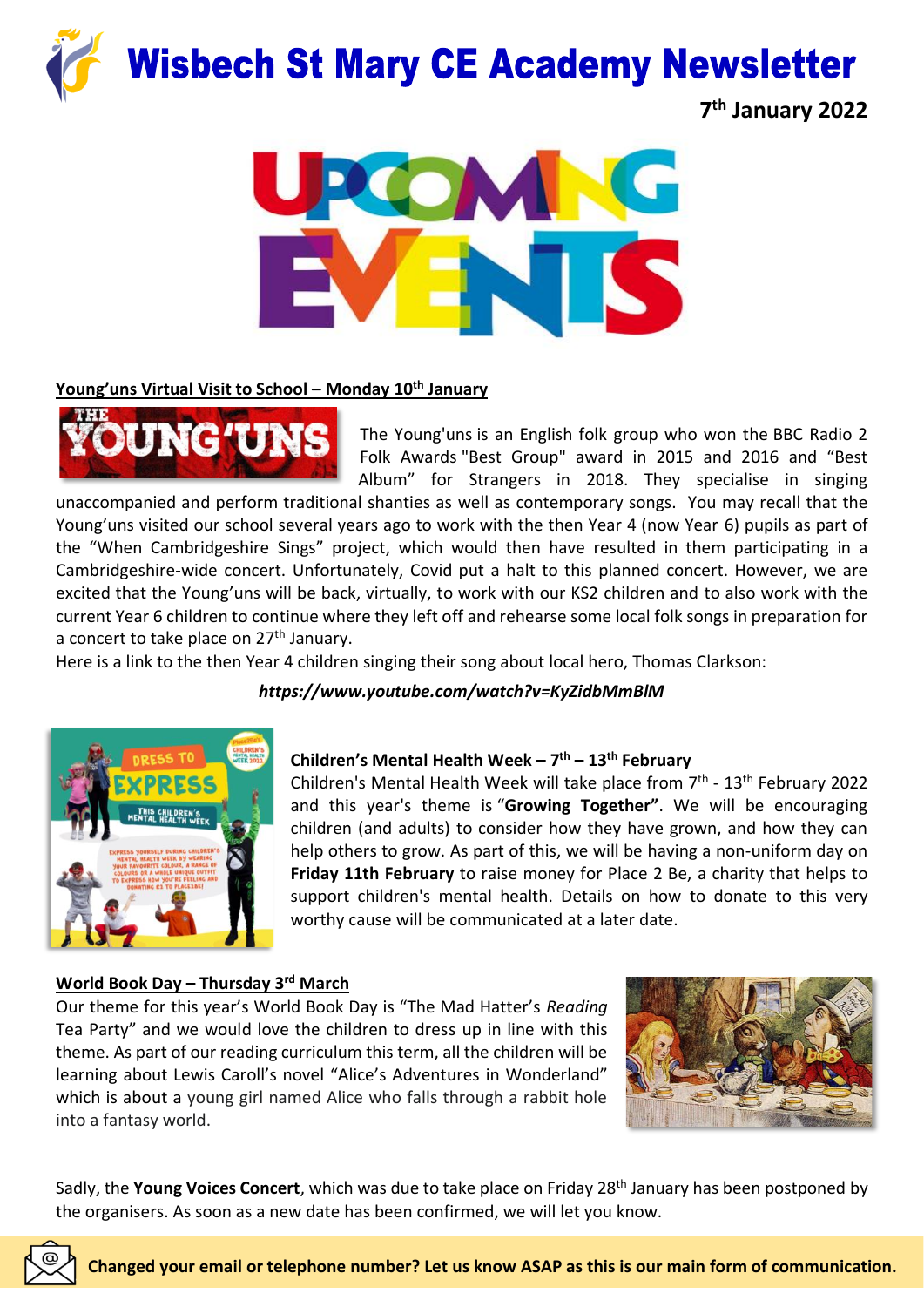# Wisbech St Mary CE Academy Newsletter

**7th January 2022**

## UPCOMING EVENTS

**Young'uns Virtual Visit to School – Monday 10th January**

The Young'uns is an English folk group who won the BBC Radio 2 Folk Awards "Best Group" award in 2015 and 2016 and "Best Album" for Strangers in 2018. They specialise in singing unaccompanied and perform traditional shanties as well as contemporary songs. You may recall that the Young'uns visited our school several years ago to work with the then Year 4 (now Year 6) pupils as part of the "When Cambridgeshire Sings" project, which would then have resulted in them participating in a Cambridgeshire-wide concert. Unfortunately, Covid put a halt to this planned concert. However, we are excited that the Young'uns will be back, virtually, to work with our KS2 children and to also work with the current Year 6 children to continue where they left off and rehearse some local folk songs in preparation for a concert to take place on 27th January.

Here is a link to the then Year 4 children singing their song about local hero, Thomas Clarkson:

***https://www.youtube.com/watch?v=KyZidbMmBlM***

**Children's Mental Health Week – 7th – 13th February**

Children's Mental Health Week will take place from 7th - 13th February 2022 and this year's theme is "**Growing Together"**. We will be encouraging children (and adults) to consider how they have grown, and how they can help others to grow. As part of this, we will be having a non-uniform day on **Friday 11th February** to raise money for Place 2 Be, a charity that helps to support children's mental health. Details on how to donate to this very worthy cause will be communicated at a later date.

**World Book Day – Thursday 3rd March**

Our theme for this year's World Book Day is "The Mad Hatter's *Reading* Tea Party" and we would love the children to dress up in line with this theme. As part of our reading curriculum this term, all the children will be learning about Lewis Caroll's novel "Alice's Adventures in Wonderland" which is about a young girl named Alice who falls through a rabbit hole into a fantasy world.

Sadly, the **Young Voices Concert**, which was due to take place on Friday 28th January has been postponed by the organisers. As soon as a new date has been confirmed, we will let you know.

**Changed your email or telephone number? Let us know ASAP as this is our main form of communication.**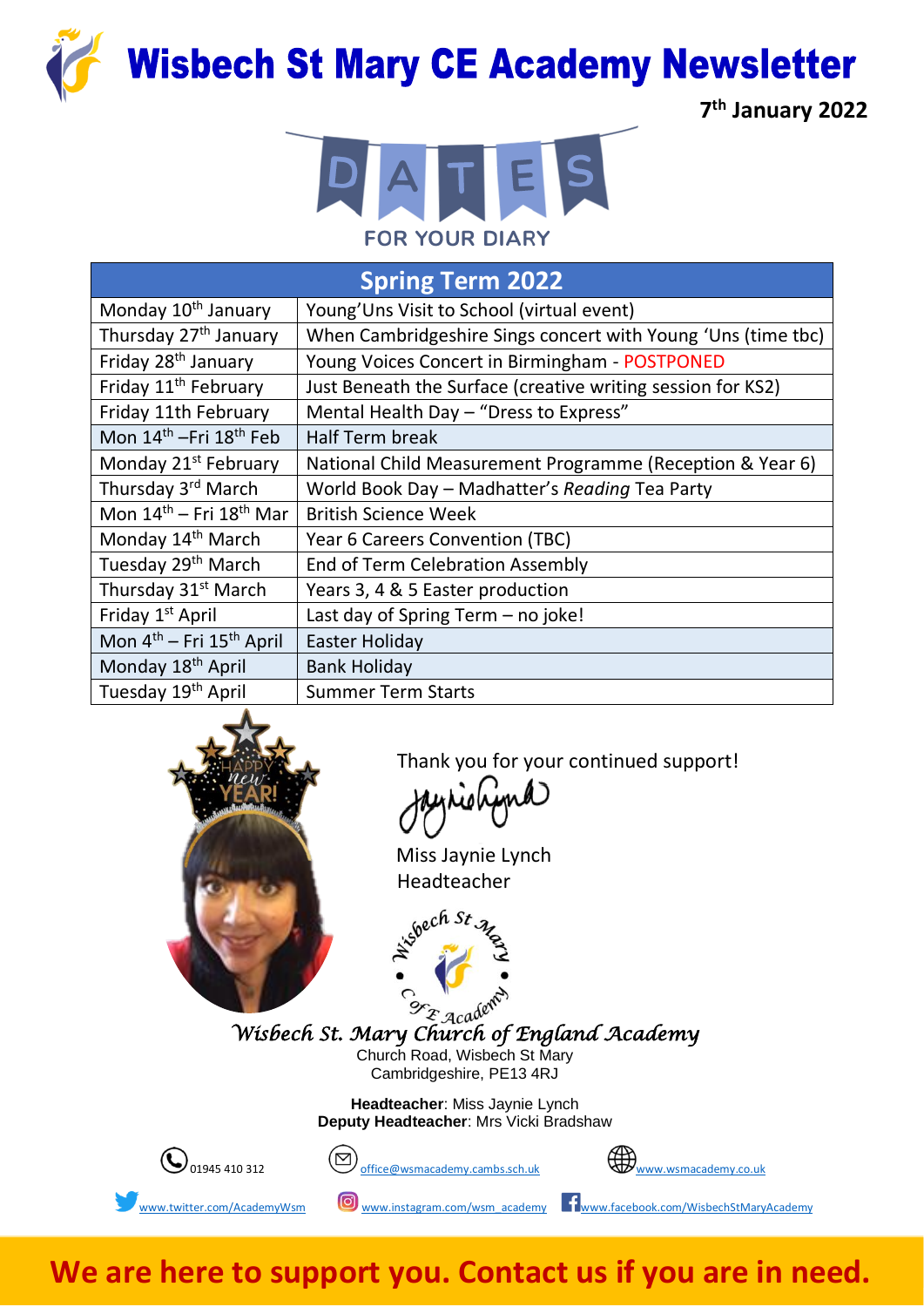# Wisbech St Mary CE Academy Newsletter

**7th January 2022**

DATES FOR YOUR DIARY

| Spring Term 2022 | |
|---|---|
| Monday 10th January | Young'Uns Visit to School (virtual event) |
| Thursday 27th January | When Cambridgeshire Sings concert with Young 'Uns (time tbc) |
| Friday 28th January | Young Voices Concert in Birmingham - POSTPONED |
| Friday 11th February | Just Beneath the Surface (creative writing session for KS2) |
| Friday 11th February | Mental Health Day – "Dress to Express" |
| Mon 14th –Fri 18th Feb | Half Term break |
| Monday 21st February | National Child Measurement Programme (Reception & Year 6) |
| Thursday 3rd March | World Book Day – Madhatter's *Reading* Tea Party |
| Mon 14th – Fri 18th Mar | British Science Week |
| Monday 14th March | Year 6 Careers Convention (TBC) |
| Tuesday 29th March | End of Term Celebration Assembly |
| Thursday 31st March | Years 3, 4 & 5 Easter production |
| Friday 1st April | Last day of Spring Term – no joke! |
| Mon 4th – Fri 15th April | Easter Holiday |
| Monday 18th April | Bank Holiday |
| Tuesday 19th April | Summer Term Starts |

Thank you for your continued support!

Miss Jaynie Lynch
Headteacher

*Wisbech St. Mary Church of England Academy*
Church Road, Wisbech St Mary
Cambridgeshire, PE13 4RJ

**Headteacher**: Miss Jaynie Lynch
**Deputy Headteacher**: Mrs Vicki Bradshaw

01945 410 312 | office@wsmacademy.cambs.sch.uk | www.wsmacademy.co.uk

www.twitter.com/AcademyWsm | www.instagram.com/wsm_academy | www.facebook.com/WisbechStMaryAcademy

**We are here to support you. Contact us if you are in need.**